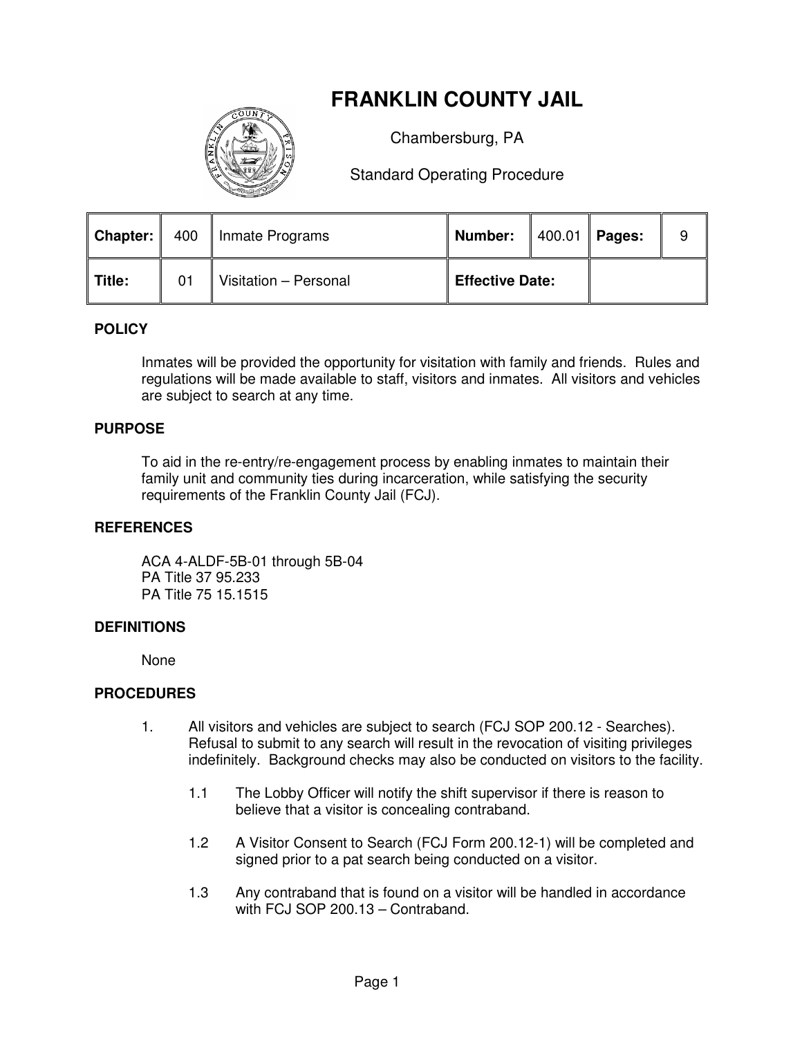# FRANKLIN COUNTY JAIL

Chambersburg, PA

Standard Operating Procedure

| **Chapter:** | 400 | Inmate Programs | **Number:** | 400.01 | **Pages:** | 9 |
|---|---|---|---|---|---|---|
| **Title:** | 01 | Visitation – Personal | **Effective Date:** | | | |

## POLICY

Inmates will be provided the opportunity for visitation with family and friends. Rules and regulations will be made available to staff, visitors and inmates. All visitors and vehicles are subject to search at any time.

## PURPOSE

To aid in the re-entry/re-engagement process by enabling inmates to maintain their family unit and community ties during incarceration, while satisfying the security requirements of the Franklin County Jail (FCJ).

## REFERENCES

ACA 4-ALDF-5B-01 through 5B-04
PA Title 37 95.233
PA Title 75 15.1515

## DEFINITIONS

None

## PROCEDURES

1. All visitors and vehicles are subject to search (FCJ SOP 200.12 - Searches). Refusal to submit to any search will result in the revocation of visiting privileges indefinitely. Background checks may also be conducted on visitors to the facility.

   1.1 The Lobby Officer will notify the shift supervisor if there is reason to believe that a visitor is concealing contraband.

   1.2 A Visitor Consent to Search (FCJ Form 200.12-1) will be completed and signed prior to a pat search being conducted on a visitor.

   1.3 Any contraband that is found on a visitor will be handled in accordance with FCJ SOP 200.13 – Contraband.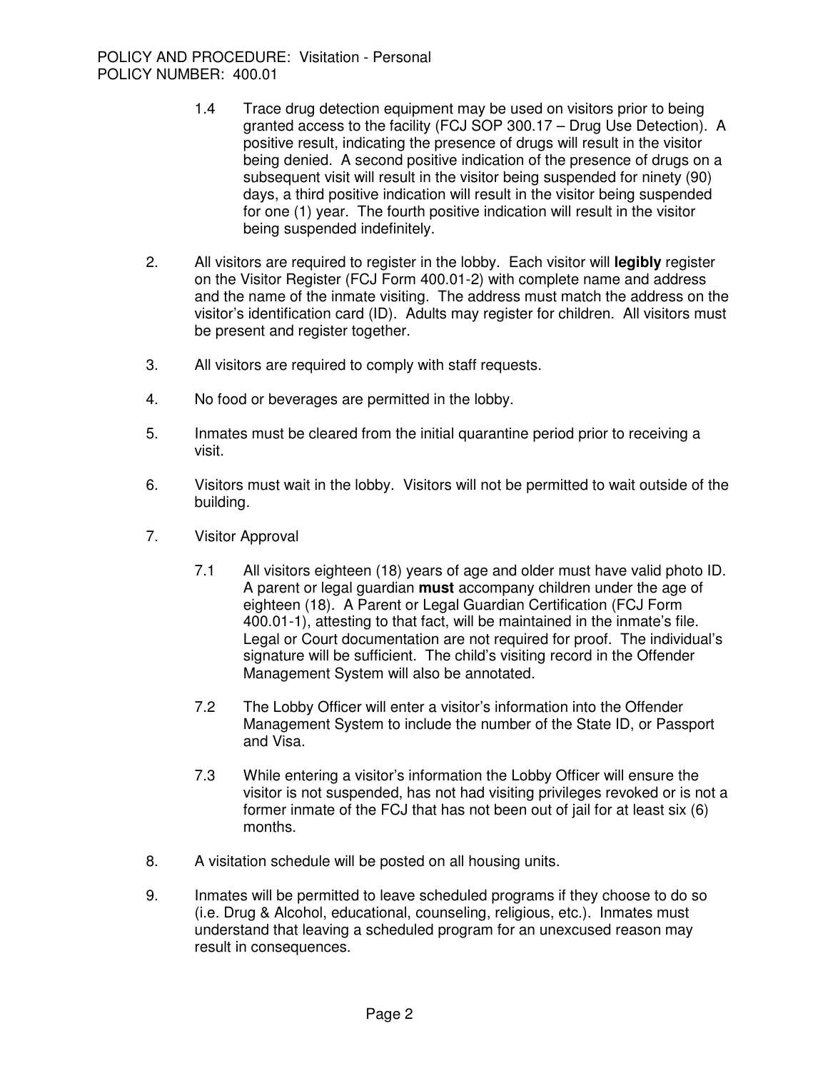1.4 Trace drug detection equipment may be used on visitors prior to being granted access to the facility (FCJ SOP 300.17 – Drug Use Detection). A positive result, indicating the presence of drugs will result in the visitor being denied. A second positive indication of the presence of drugs on a subsequent visit will result in the visitor being suspended for ninety (90) days, a third positive indication will result in the visitor being suspended for one (1) year. The fourth positive indication will result in the visitor being suspended indefinitely.

2. All visitors are required to register in the lobby. Each visitor will **legibly** register on the Visitor Register (FCJ Form 400.01-2) with complete name and address and the name of the inmate visiting. The address must match the address on the visitor's identification card (ID). Adults may register for children. All visitors must be present and register together.

3. All visitors are required to comply with staff requests.

4. No food or beverages are permitted in the lobby.

5. Inmates must be cleared from the initial quarantine period prior to receiving a visit.

6. Visitors must wait in the lobby. Visitors will not be permitted to wait outside of the building.

7. Visitor Approval

   7.1 All visitors eighteen (18) years of age and older must have valid photo ID. A parent or legal guardian **must** accompany children under the age of eighteen (18). A Parent or Legal Guardian Certification (FCJ Form 400.01-1), attesting to that fact, will be maintained in the inmate's file. Legal or Court documentation are not required for proof. The individual's signature will be sufficient. The child's visiting record in the Offender Management System will also be annotated.

   7.2 The Lobby Officer will enter a visitor's information into the Offender Management System to include the number of the State ID, or Passport and Visa.

   7.3 While entering a visitor's information the Lobby Officer will ensure the visitor is not suspended, has not had visiting privileges revoked or is not a former inmate of the FCJ that has not been out of jail for at least six (6) months.

8. A visitation schedule will be posted on all housing units.

9. Inmates will be permitted to leave scheduled programs if they choose to do so (i.e. Drug & Alcohol, educational, counseling, religious, etc.). Inmates must understand that leaving a scheduled program for an unexcused reason may result in consequences.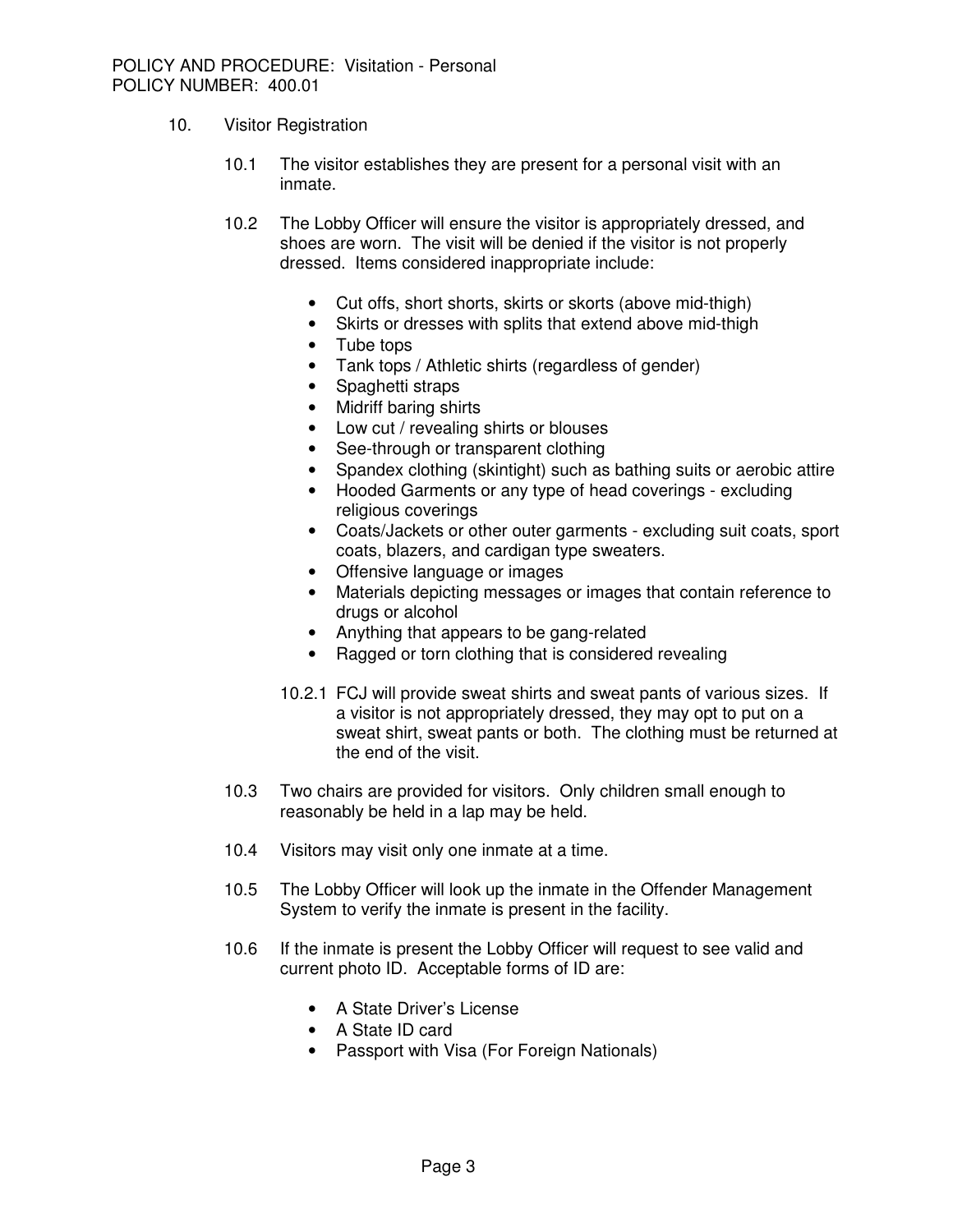10. Visitor Registration

    10.1 The visitor establishes they are present for a personal visit with an inmate.

    10.2 The Lobby Officer will ensure the visitor is appropriately dressed, and shoes are worn. The visit will be denied if the visitor is not properly dressed. Items considered inappropriate include:

    - Cut offs, short shorts, skirts or skorts (above mid-thigh)
    - Skirts or dresses with splits that extend above mid-thigh
    - Tube tops
    - Tank tops / Athletic shirts (regardless of gender)
    - Spaghetti straps
    - Midriff baring shirts
    - Low cut / revealing shirts or blouses
    - See-through or transparent clothing
    - Spandex clothing (skintight) such as bathing suits or aerobic attire
    - Hooded Garments or any type of head coverings - excluding religious coverings
    - Coats/Jackets or other outer garments - excluding suit coats, sport coats, blazers, and cardigan type sweaters.
    - Offensive language or images
    - Materials depicting messages or images that contain reference to drugs or alcohol
    - Anything that appears to be gang-related
    - Ragged or torn clothing that is considered revealing

    10.2.1 FCJ will provide sweat shirts and sweat pants of various sizes. If a visitor is not appropriately dressed, they may opt to put on a sweat shirt, sweat pants or both. The clothing must be returned at the end of the visit.

    10.3 Two chairs are provided for visitors. Only children small enough to reasonably be held in a lap may be held.

    10.4 Visitors may visit only one inmate at a time.

    10.5 The Lobby Officer will look up the inmate in the Offender Management System to verify the inmate is present in the facility.

    10.6 If the inmate is present the Lobby Officer will request to see valid and current photo ID. Acceptable forms of ID are:

    - A State Driver's License
    - A State ID card
    - Passport with Visa (For Foreign Nationals)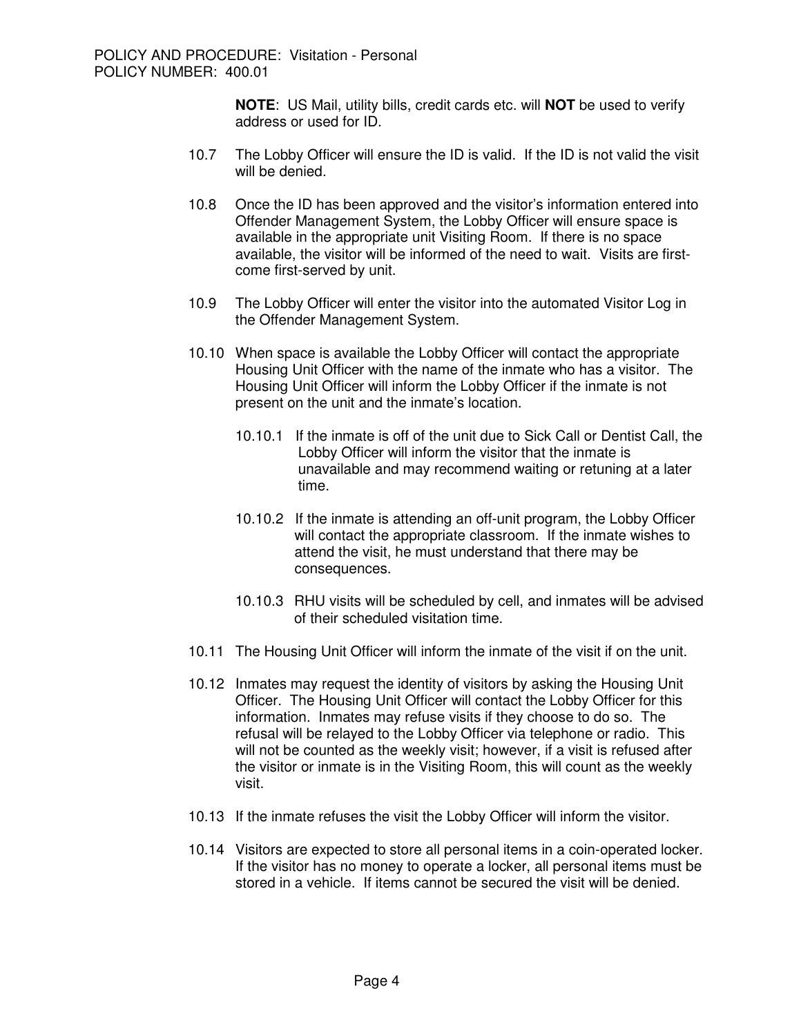**NOTE**: US Mail, utility bills, credit cards etc. will **NOT** be used to verify address or used for ID.

10.7 The Lobby Officer will ensure the ID is valid. If the ID is not valid the visit will be denied.

10.8 Once the ID has been approved and the visitor's information entered into Offender Management System, the Lobby Officer will ensure space is available in the appropriate unit Visiting Room. If there is no space available, the visitor will be informed of the need to wait. Visits are first-come first-served by unit.

10.9 The Lobby Officer will enter the visitor into the automated Visitor Log in the Offender Management System.

10.10 When space is available the Lobby Officer will contact the appropriate Housing Unit Officer with the name of the inmate who has a visitor. The Housing Unit Officer will inform the Lobby Officer if the inmate is not present on the unit and the inmate's location.

10.10.1 If the inmate is off of the unit due to Sick Call or Dentist Call, the Lobby Officer will inform the visitor that the inmate is unavailable and may recommend waiting or retuning at a later time.

10.10.2 If the inmate is attending an off-unit program, the Lobby Officer will contact the appropriate classroom. If the inmate wishes to attend the visit, he must understand that there may be consequences.

10.10.3 RHU visits will be scheduled by cell, and inmates will be advised of their scheduled visitation time.

10.11 The Housing Unit Officer will inform the inmate of the visit if on the unit.

10.12 Inmates may request the identity of visitors by asking the Housing Unit Officer. The Housing Unit Officer will contact the Lobby Officer for this information. Inmates may refuse visits if they choose to do so. The refusal will be relayed to the Lobby Officer via telephone or radio. This will not be counted as the weekly visit; however, if a visit is refused after the visitor or inmate is in the Visiting Room, this will count as the weekly visit.

10.13 If the inmate refuses the visit the Lobby Officer will inform the visitor.

10.14 Visitors are expected to store all personal items in a coin-operated locker. If the visitor has no money to operate a locker, all personal items must be stored in a vehicle. If items cannot be secured the visit will be denied.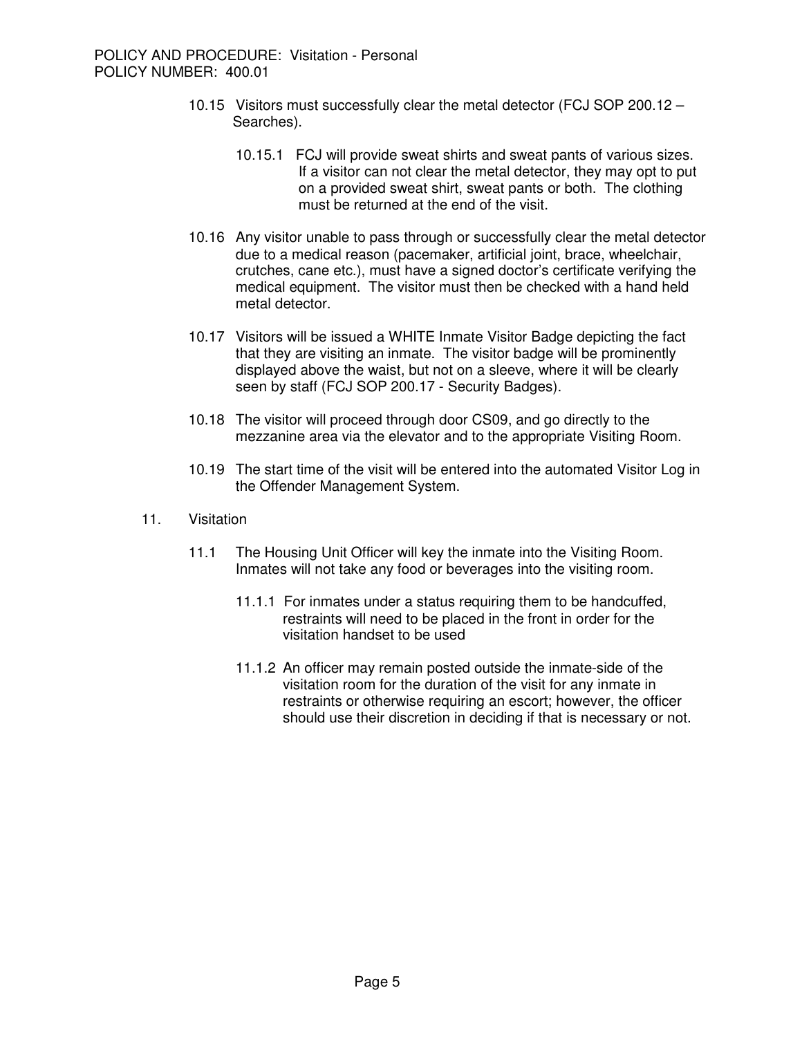10.15 Visitors must successfully clear the metal detector (FCJ SOP 200.12 – Searches).

10.15.1 FCJ will provide sweat shirts and sweat pants of various sizes. If a visitor can not clear the metal detector, they may opt to put on a provided sweat shirt, sweat pants or both. The clothing must be returned at the end of the visit.

10.16 Any visitor unable to pass through or successfully clear the metal detector due to a medical reason (pacemaker, artificial joint, brace, wheelchair, crutches, cane etc.), must have a signed doctor's certificate verifying the medical equipment. The visitor must then be checked with a hand held metal detector.

10.17 Visitors will be issued a WHITE Inmate Visitor Badge depicting the fact that they are visiting an inmate. The visitor badge will be prominently displayed above the waist, but not on a sleeve, where it will be clearly seen by staff (FCJ SOP 200.17 - Security Badges).

10.18 The visitor will proceed through door CS09, and go directly to the mezzanine area via the elevator and to the appropriate Visiting Room.

10.19 The start time of the visit will be entered into the automated Visitor Log in the Offender Management System.

11. Visitation

11.1 The Housing Unit Officer will key the inmate into the Visiting Room. Inmates will not take any food or beverages into the visiting room.

11.1.1 For inmates under a status requiring them to be handcuffed, restraints will need to be placed in the front in order for the visitation handset to be used

11.1.2 An officer may remain posted outside the inmate-side of the visitation room for the duration of the visit for any inmate in restraints or otherwise requiring an escort; however, the officer should use their discretion in deciding if that is necessary or not.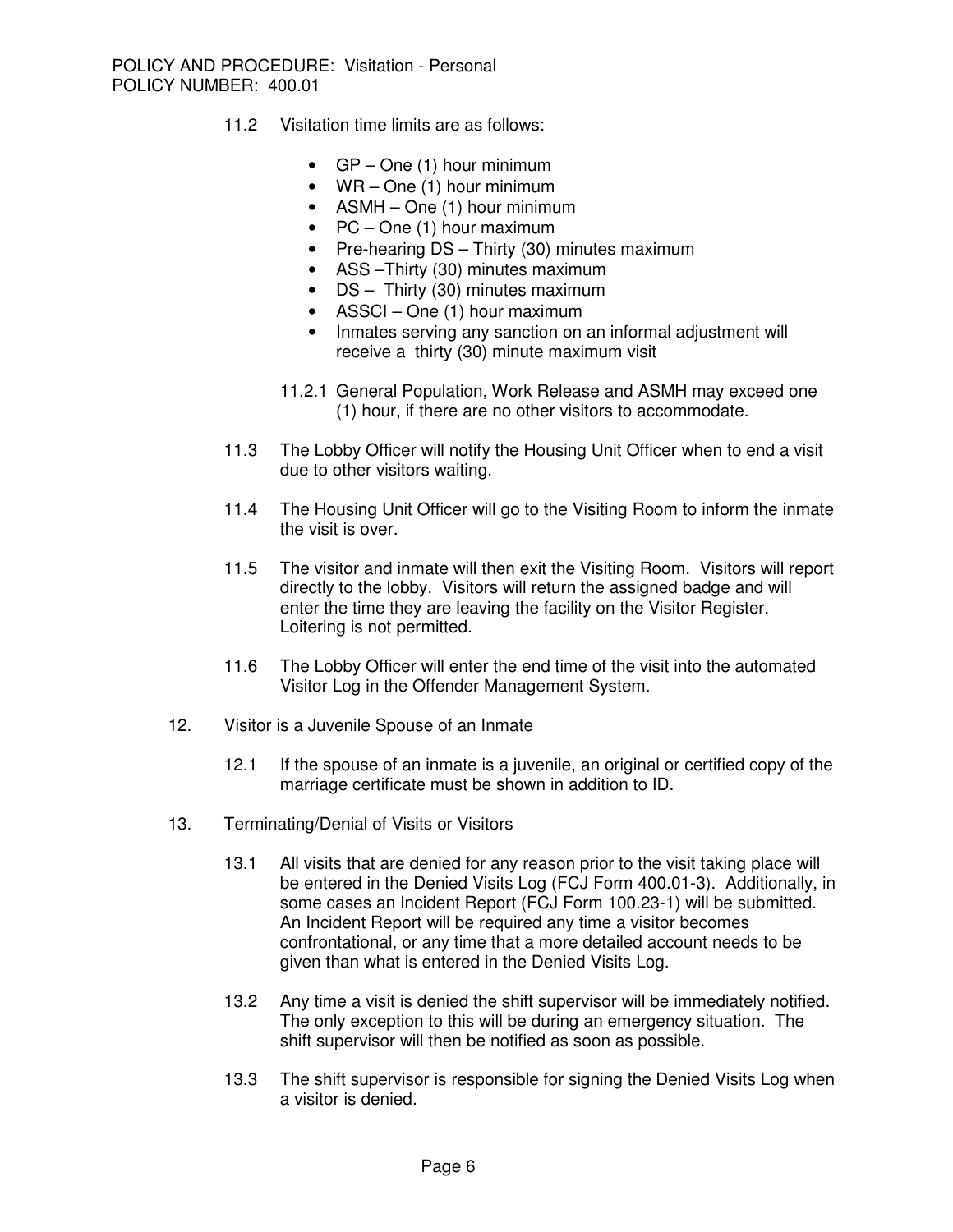11.2 Visitation time limits are as follows:

- GP – One (1) hour minimum
- WR – One (1) hour minimum
- ASMH – One (1) hour minimum
- PC – One (1) hour maximum
- Pre-hearing DS – Thirty (30) minutes maximum
- ASS –Thirty (30) minutes maximum
- DS – Thirty (30) minutes maximum
- ASSCI – One (1) hour maximum
- Inmates serving any sanction on an informal adjustment will receive a thirty (30) minute maximum visit

11.2.1 General Population, Work Release and ASMH may exceed one (1) hour, if there are no other visitors to accommodate.

11.3 The Lobby Officer will notify the Housing Unit Officer when to end a visit due to other visitors waiting.

11.4 The Housing Unit Officer will go to the Visiting Room to inform the inmate the visit is over.

11.5 The visitor and inmate will then exit the Visiting Room. Visitors will report directly to the lobby. Visitors will return the assigned badge and will enter the time they are leaving the facility on the Visitor Register. Loitering is not permitted.

11.6 The Lobby Officer will enter the end time of the visit into the automated Visitor Log in the Offender Management System.

12. Visitor is a Juvenile Spouse of an Inmate

12.1 If the spouse of an inmate is a juvenile, an original or certified copy of the marriage certificate must be shown in addition to ID.

13. Terminating/Denial of Visits or Visitors

13.1 All visits that are denied for any reason prior to the visit taking place will be entered in the Denied Visits Log (FCJ Form 400.01-3). Additionally, in some cases an Incident Report (FCJ Form 100.23-1) will be submitted. An Incident Report will be required any time a visitor becomes confrontational, or any time that a more detailed account needs to be given than what is entered in the Denied Visits Log.

13.2 Any time a visit is denied the shift supervisor will be immediately notified. The only exception to this will be during an emergency situation. The shift supervisor will then be notified as soon as possible.

13.3 The shift supervisor is responsible for signing the Denied Visits Log when a visitor is denied.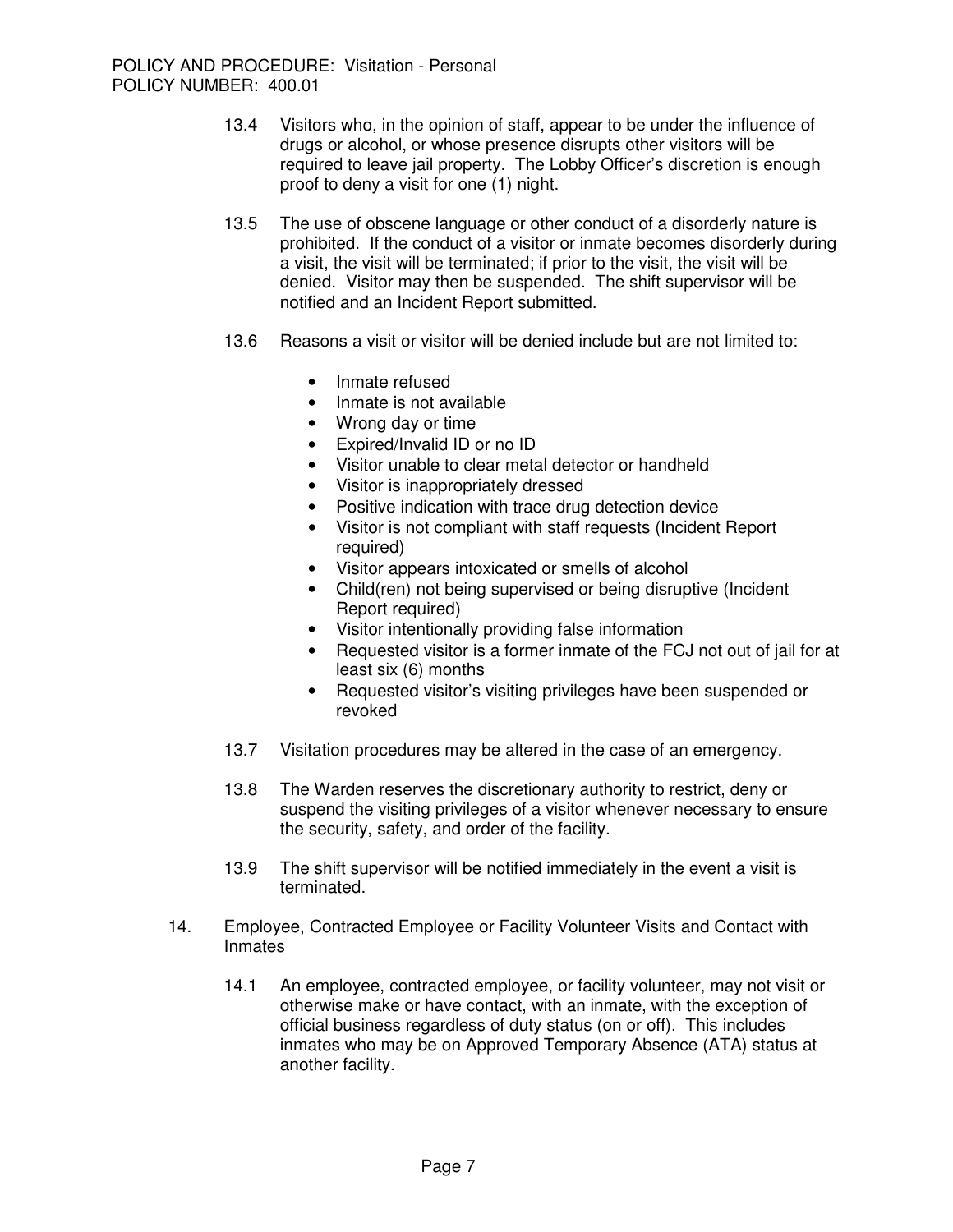13.4 Visitors who, in the opinion of staff, appear to be under the influence of drugs or alcohol, or whose presence disrupts other visitors will be required to leave jail property. The Lobby Officer's discretion is enough proof to deny a visit for one (1) night.

13.5 The use of obscene language or other conduct of a disorderly nature is prohibited. If the conduct of a visitor or inmate becomes disorderly during a visit, the visit will be terminated; if prior to the visit, the visit will be denied. Visitor may then be suspended. The shift supervisor will be notified and an Incident Report submitted.

13.6 Reasons a visit or visitor will be denied include but are not limited to:

- Inmate refused
- Inmate is not available
- Wrong day or time
- Expired/Invalid ID or no ID
- Visitor unable to clear metal detector or handheld
- Visitor is inappropriately dressed
- Positive indication with trace drug detection device
- Visitor is not compliant with staff requests (Incident Report required)
- Visitor appears intoxicated or smells of alcohol
- Child(ren) not being supervised or being disruptive (Incident Report required)
- Visitor intentionally providing false information
- Requested visitor is a former inmate of the FCJ not out of jail for at least six (6) months
- Requested visitor's visiting privileges have been suspended or revoked

13.7 Visitation procedures may be altered in the case of an emergency.

13.8 The Warden reserves the discretionary authority to restrict, deny or suspend the visiting privileges of a visitor whenever necessary to ensure the security, safety, and order of the facility.

13.9 The shift supervisor will be notified immediately in the event a visit is terminated.

14. Employee, Contracted Employee or Facility Volunteer Visits and Contact with Inmates

14.1 An employee, contracted employee, or facility volunteer, may not visit or otherwise make or have contact, with an inmate, with the exception of official business regardless of duty status (on or off). This includes inmates who may be on Approved Temporary Absence (ATA) status at another facility.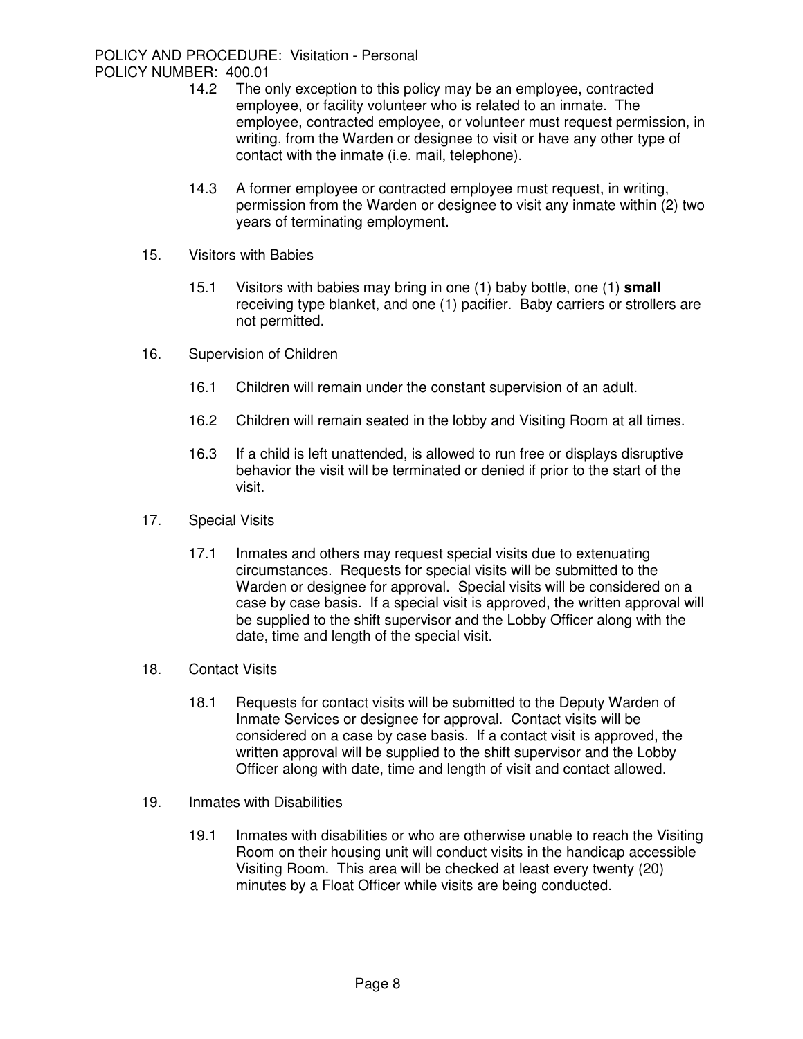14.2 The only exception to this policy may be an employee, contracted employee, or facility volunteer who is related to an inmate. The employee, contracted employee, or volunteer must request permission, in writing, from the Warden or designee to visit or have any other type of contact with the inmate (i.e. mail, telephone).

14.3 A former employee or contracted employee must request, in writing, permission from the Warden or designee to visit any inmate within (2) two years of terminating employment.

15. Visitors with Babies

15.1 Visitors with babies may bring in one (1) baby bottle, one (1) **small** receiving type blanket, and one (1) pacifier. Baby carriers or strollers are not permitted.

16. Supervision of Children

16.1 Children will remain under the constant supervision of an adult.

16.2 Children will remain seated in the lobby and Visiting Room at all times.

16.3 If a child is left unattended, is allowed to run free or displays disruptive behavior the visit will be terminated or denied if prior to the start of the visit.

17. Special Visits

17.1 Inmates and others may request special visits due to extenuating circumstances. Requests for special visits will be submitted to the Warden or designee for approval. Special visits will be considered on a case by case basis. If a special visit is approved, the written approval will be supplied to the shift supervisor and the Lobby Officer along with the date, time and length of the special visit.

18. Contact Visits

18.1 Requests for contact visits will be submitted to the Deputy Warden of Inmate Services or designee for approval. Contact visits will be considered on a case by case basis. If a contact visit is approved, the written approval will be supplied to the shift supervisor and the Lobby Officer along with date, time and length of visit and contact allowed.

19. Inmates with Disabilities

19.1 Inmates with disabilities or who are otherwise unable to reach the Visiting Room on their housing unit will conduct visits in the handicap accessible Visiting Room. This area will be checked at least every twenty (20) minutes by a Float Officer while visits are being conducted.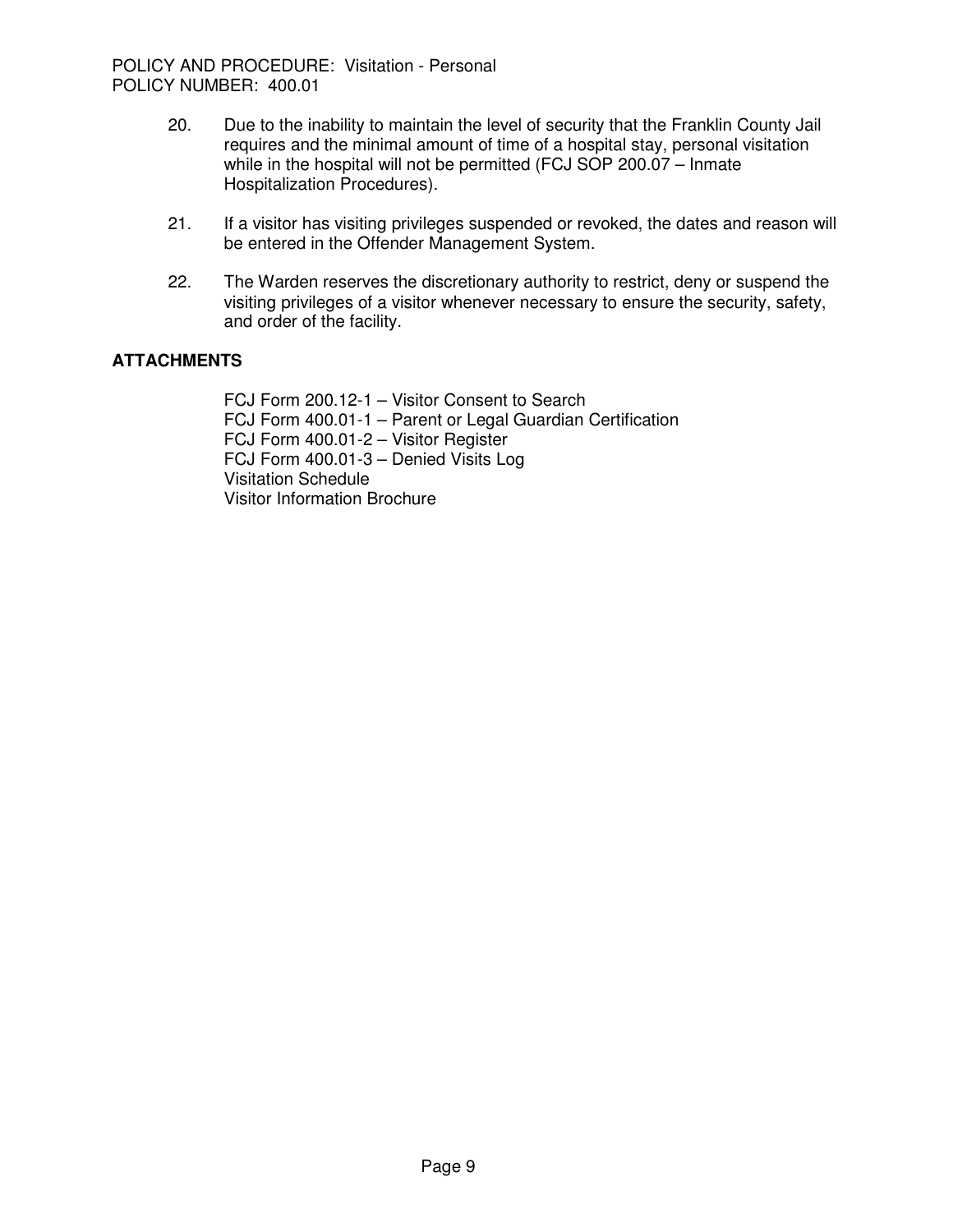20. Due to the inability to maintain the level of security that the Franklin County Jail requires and the minimal amount of time of a hospital stay, personal visitation while in the hospital will not be permitted (FCJ SOP 200.07 – Inmate Hospitalization Procedures).

21. If a visitor has visiting privileges suspended or revoked, the dates and reason will be entered in the Offender Management System.

22. The Warden reserves the discretionary authority to restrict, deny or suspend the visiting privileges of a visitor whenever necessary to ensure the security, safety, and order of the facility.

## ATTACHMENTS

FCJ Form 200.12-1 – Visitor Consent to Search
FCJ Form 400.01-1 – Parent or Legal Guardian Certification
FCJ Form 400.01-2 – Visitor Register
FCJ Form 400.01-3 – Denied Visits Log
Visitation Schedule
Visitor Information Brochure